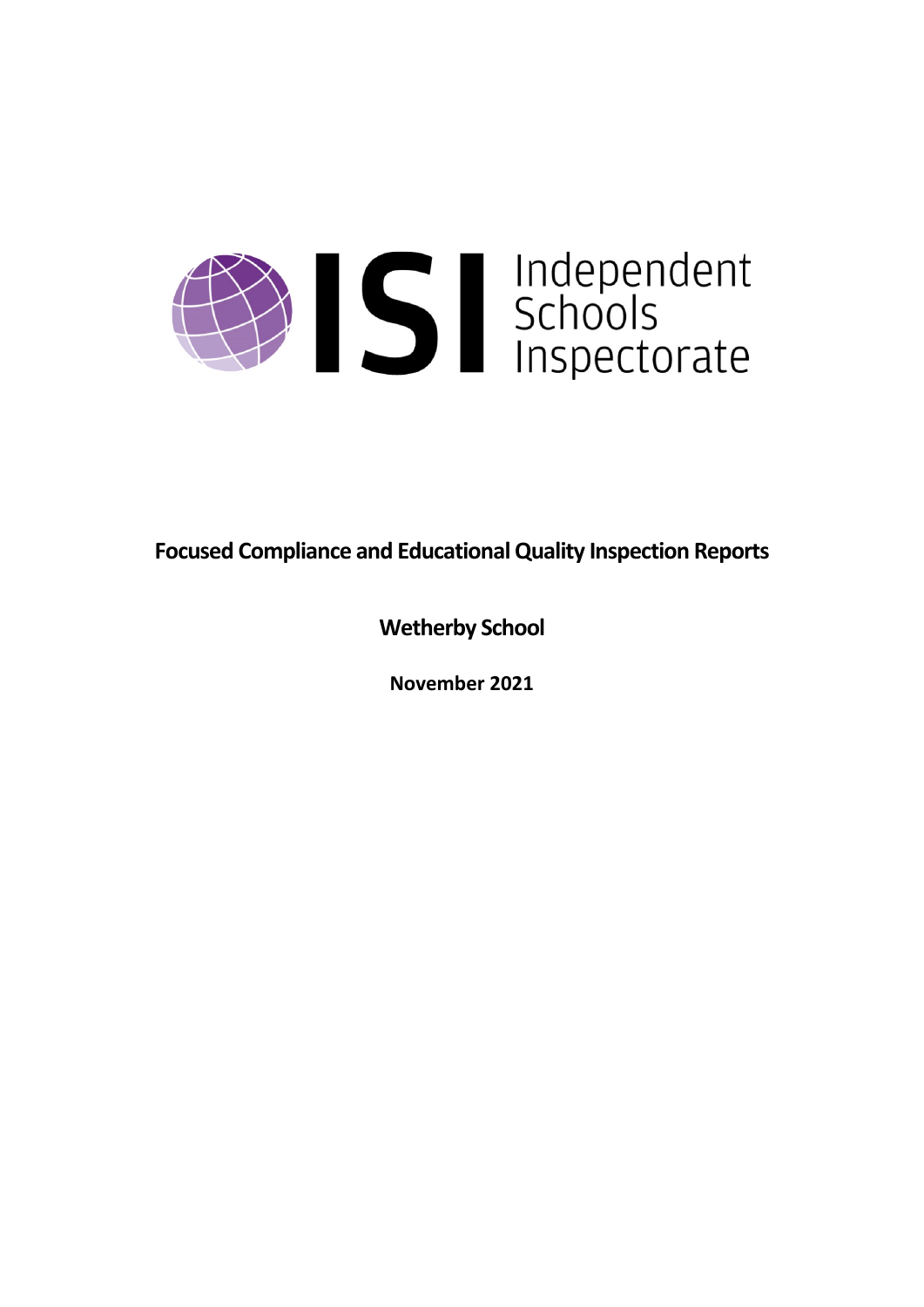Independent Schools Inspectorate

**Focused Compliance and Educational Quality Inspection Reports**

**Wetherby School**

**November 2021**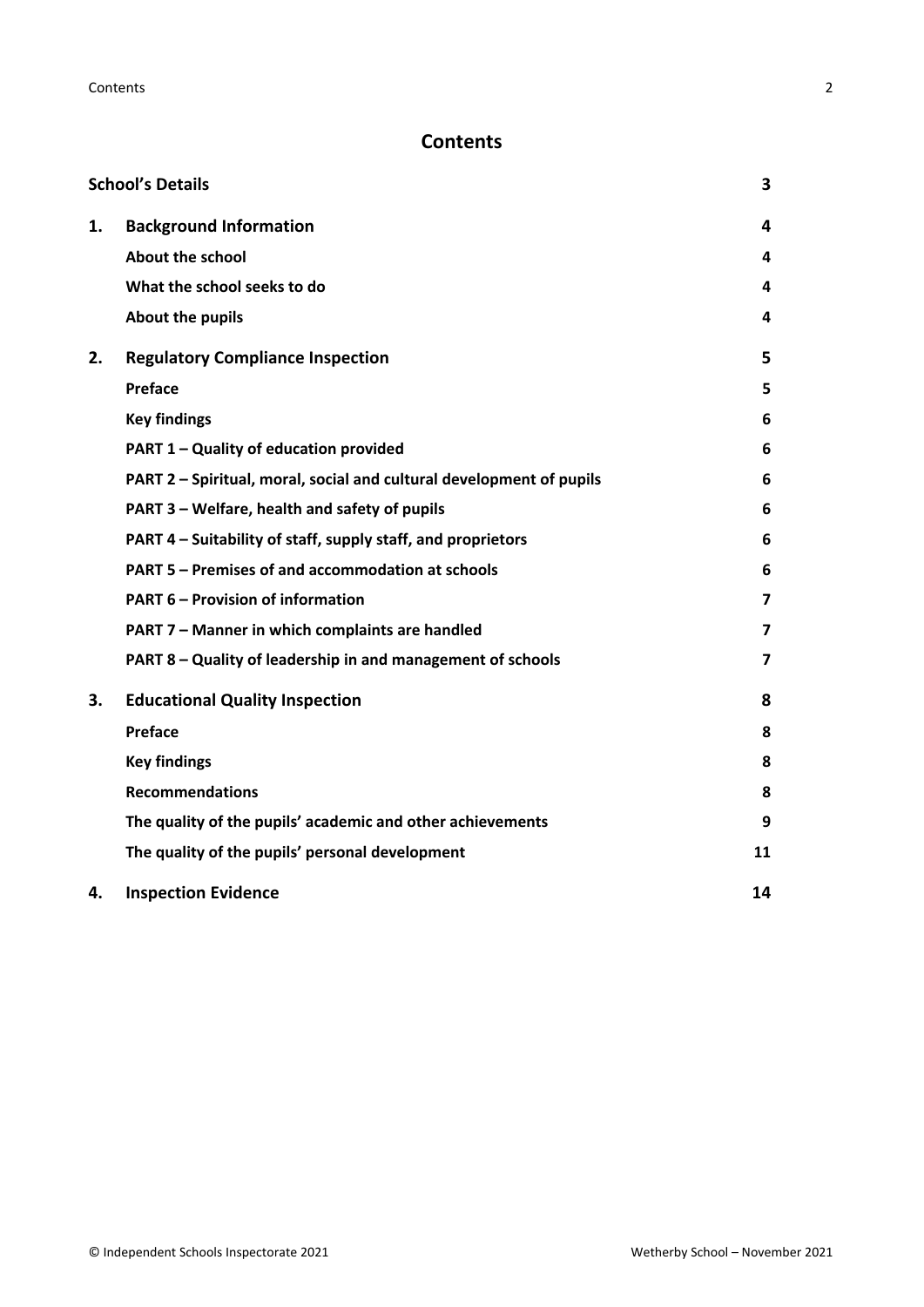# Contents

| | | |
|---|---|---|
| **School's Details** | | **3** |
| **1.** | **Background Information** | **4** |
| | **About the school** | **4** |
| | **What the school seeks to do** | **4** |
| | **About the pupils** | **4** |
| **2.** | **Regulatory Compliance Inspection** | **5** |
| | **Preface** | **5** |
| | **Key findings** | **6** |
| | **PART 1 – Quality of education provided** | **6** |
| | **PART 2 – Spiritual, moral, social and cultural development of pupils** | **6** |
| | **PART 3 – Welfare, health and safety of pupils** | **6** |
| | **PART 4 – Suitability of staff, supply staff, and proprietors** | **6** |
| | **PART 5 – Premises of and accommodation at schools** | **6** |
| | **PART 6 – Provision of information** | **7** |
| | **PART 7 – Manner in which complaints are handled** | **7** |
| | **PART 8 – Quality of leadership in and management of schools** | **7** |
| **3.** | **Educational Quality Inspection** | **8** |
| | **Preface** | **8** |
| | **Key findings** | **8** |
| | **Recommendations** | **8** |
| | **The quality of the pupils' academic and other achievements** | **9** |
| | **The quality of the pupils' personal development** | **11** |
| **4.** | **Inspection Evidence** | **14** |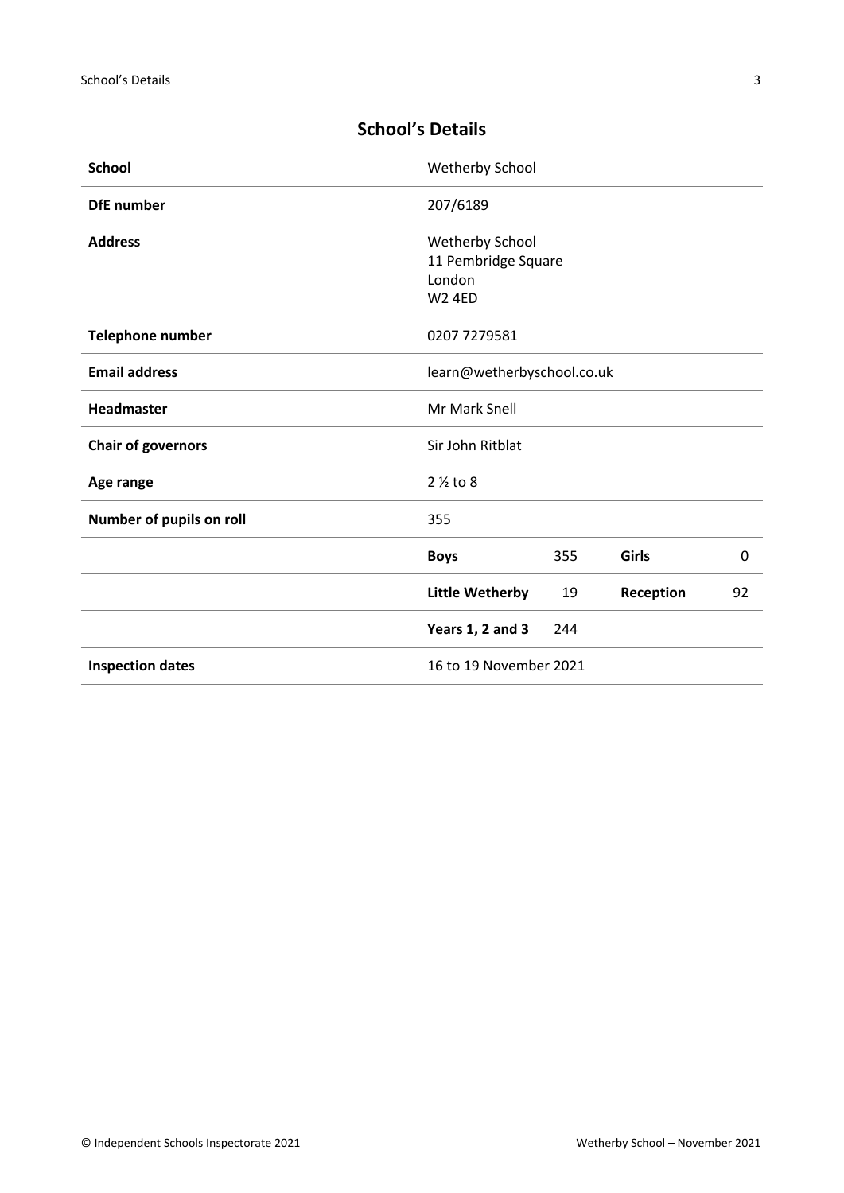## School's Details

| | | | | |
|---|---|---|---|---|
| **School** | Wetherby School | | | |
| **DfE number** | 207/6189 | | | |
| **Address** | Wetherby School<br>11 Pembridge Square<br>London<br>W2 4ED | | | |
| **Telephone number** | 0207 7279581 | | | |
| **Email address** | learn@wetherbyschool.co.uk | | | |
| **Headmaster** | Mr Mark Snell | | | |
| **Chair of governors** | Sir John Ritblat | | | |
| **Age range** | 2 ½ to 8 | | | |
| **Number of pupils on roll** | 355 | | | |
| | **Boys** | 355 | **Girls** | 0 |
| | **Little Wetherby** | 19 | **Reception** | 92 |
| | **Years 1, 2 and 3** | 244 | | |
| **Inspection dates** | 16 to 19 November 2021 | | | |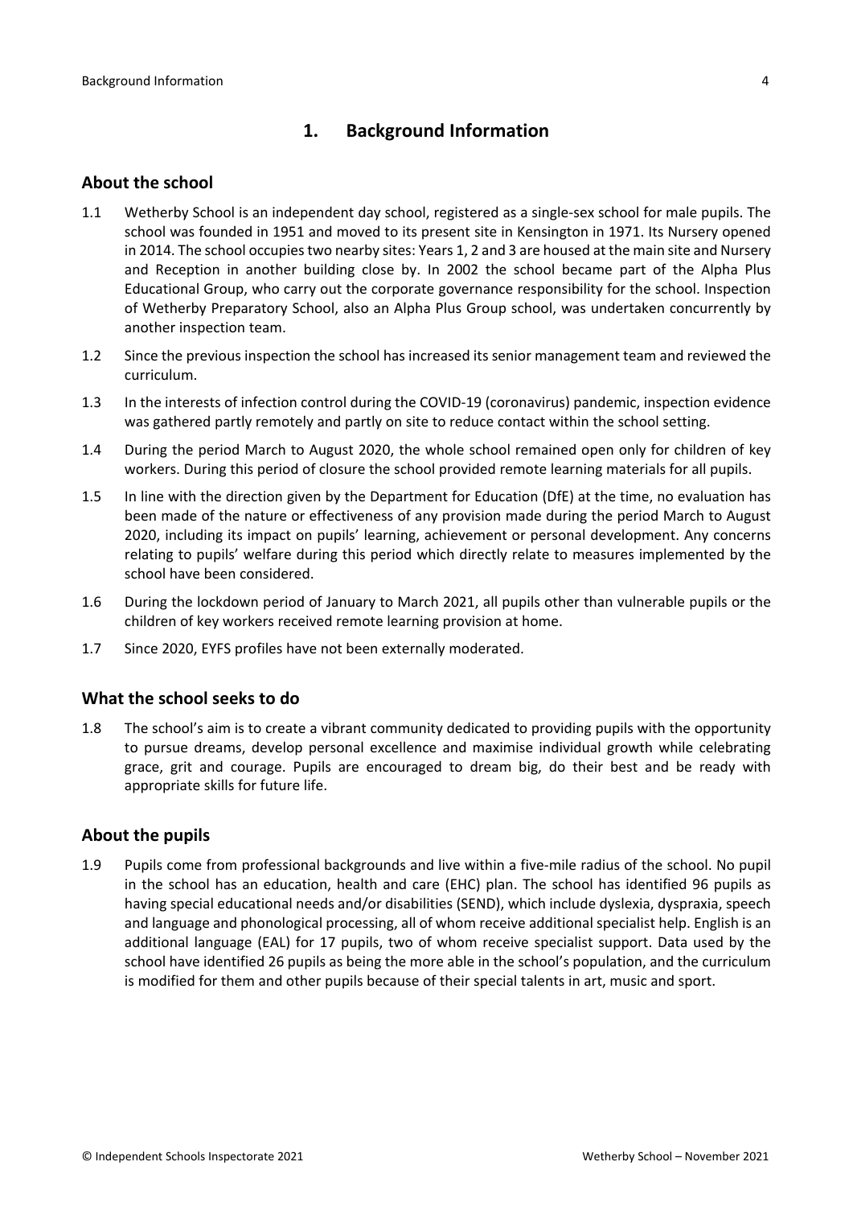# 1. Background Information

## About the school

1.1 Wetherby School is an independent day school, registered as a single-sex school for male pupils. The school was founded in 1951 and moved to its present site in Kensington in 1971. Its Nursery opened in 2014. The school occupies two nearby sites: Years 1, 2 and 3 are housed at the main site and Nursery and Reception in another building close by. In 2002 the school became part of the Alpha Plus Educational Group, who carry out the corporate governance responsibility for the school. Inspection of Wetherby Preparatory School, also an Alpha Plus Group school, was undertaken concurrently by another inspection team.

1.2 Since the previous inspection the school has increased its senior management team and reviewed the curriculum.

1.3 In the interests of infection control during the COVID-19 (coronavirus) pandemic, inspection evidence was gathered partly remotely and partly on site to reduce contact within the school setting.

1.4 During the period March to August 2020, the whole school remained open only for children of key workers. During this period of closure the school provided remote learning materials for all pupils.

1.5 In line with the direction given by the Department for Education (DfE) at the time, no evaluation has been made of the nature or effectiveness of any provision made during the period March to August 2020, including its impact on pupils' learning, achievement or personal development. Any concerns relating to pupils' welfare during this period which directly relate to measures implemented by the school have been considered.

1.6 During the lockdown period of January to March 2021, all pupils other than vulnerable pupils or the children of key workers received remote learning provision at home.

1.7 Since 2020, EYFS profiles have not been externally moderated.

## What the school seeks to do

1.8 The school's aim is to create a vibrant community dedicated to providing pupils with the opportunity to pursue dreams, develop personal excellence and maximise individual growth while celebrating grace, grit and courage. Pupils are encouraged to dream big, do their best and be ready with appropriate skills for future life.

## About the pupils

1.9 Pupils come from professional backgrounds and live within a five-mile radius of the school. No pupil in the school has an education, health and care (EHC) plan. The school has identified 96 pupils as having special educational needs and/or disabilities (SEND), which include dyslexia, dyspraxia, speech and language and phonological processing, all of whom receive additional specialist help. English is an additional language (EAL) for 17 pupils, two of whom receive specialist support. Data used by the school have identified 26 pupils as being the more able in the school's population, and the curriculum is modified for them and other pupils because of their special talents in art, music and sport.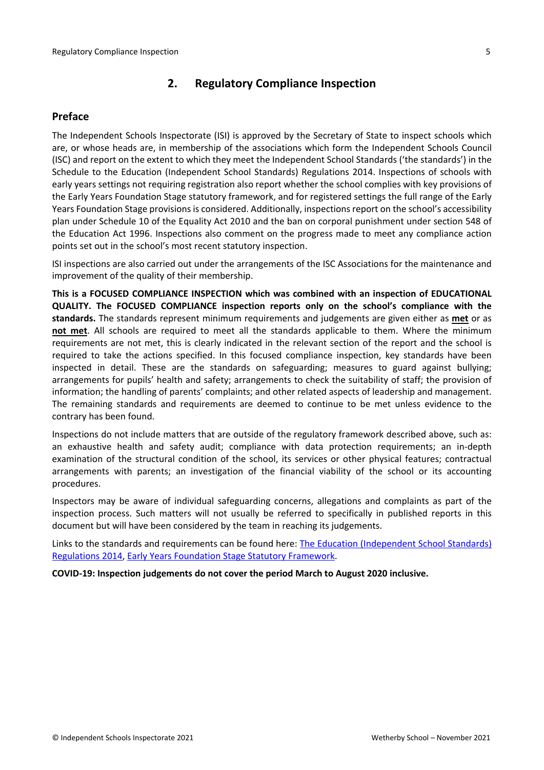## 2. Regulatory Compliance Inspection

### Preface

The Independent Schools Inspectorate (ISI) is approved by the Secretary of State to inspect schools which are, or whose heads are, in membership of the associations which form the Independent Schools Council (ISC) and report on the extent to which they meet the Independent School Standards ('the standards') in the Schedule to the Education (Independent School Standards) Regulations 2014. Inspections of schools with early years settings not requiring registration also report whether the school complies with key provisions of the Early Years Foundation Stage statutory framework, and for registered settings the full range of the Early Years Foundation Stage provisions is considered. Additionally, inspections report on the school's accessibility plan under Schedule 10 of the Equality Act 2010 and the ban on corporal punishment under section 548 of the Education Act 1996. Inspections also comment on the progress made to meet any compliance action points set out in the school's most recent statutory inspection.

ISI inspections are also carried out under the arrangements of the ISC Associations for the maintenance and improvement of the quality of their membership.

**This is a FOCUSED COMPLIANCE INSPECTION which was combined with an inspection of EDUCATIONAL QUALITY. The FOCUSED COMPLIANCE inspection reports only on the school's compliance with the standards.** The standards represent minimum requirements and judgements are given either as **met** or as **not met**. All schools are required to meet all the standards applicable to them. Where the minimum requirements are not met, this is clearly indicated in the relevant section of the report and the school is required to take the actions specified. In this focused compliance inspection, key standards have been inspected in detail. These are the standards on safeguarding; measures to guard against bullying; arrangements for pupils' health and safety; arrangements to check the suitability of staff; the provision of information; the handling of parents' complaints; and other related aspects of leadership and management. The remaining standards and requirements are deemed to continue to be met unless evidence to the contrary has been found.

Inspections do not include matters that are outside of the regulatory framework described above, such as: an exhaustive health and safety audit; compliance with data protection requirements; an in-depth examination of the structural condition of the school, its services or other physical features; contractual arrangements with parents; an investigation of the financial viability of the school or its accounting procedures.

Inspectors may be aware of individual safeguarding concerns, allegations and complaints as part of the inspection process. Such matters will not usually be referred to specifically in published reports in this document but will have been considered by the team in reaching its judgements.

Links to the standards and requirements can be found here: The Education (Independent School Standards) Regulations 2014, Early Years Foundation Stage Statutory Framework.

**COVID-19: Inspection judgements do not cover the period March to August 2020 inclusive.**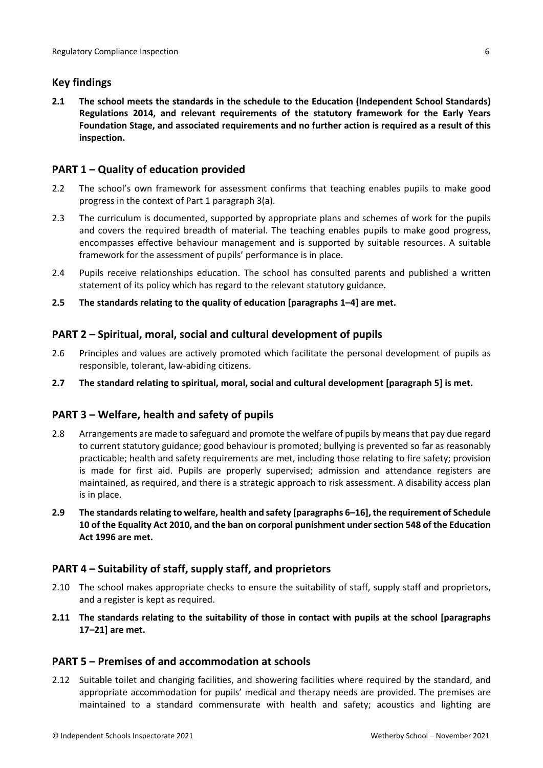## Key findings

**2.1 The school meets the standards in the schedule to the Education (Independent School Standards) Regulations 2014, and relevant requirements of the statutory framework for the Early Years Foundation Stage, and associated requirements and no further action is required as a result of this inspection.**

## PART 1 – Quality of education provided

2.2 The school's own framework for assessment confirms that teaching enables pupils to make good progress in the context of Part 1 paragraph 3(a).

2.3 The curriculum is documented, supported by appropriate plans and schemes of work for the pupils and covers the required breadth of material. The teaching enables pupils to make good progress, encompasses effective behaviour management and is supported by suitable resources. A suitable framework for the assessment of pupils' performance is in place.

2.4 Pupils receive relationships education. The school has consulted parents and published a written statement of its policy which has regard to the relevant statutory guidance.

**2.5 The standards relating to the quality of education [paragraphs 1–4] are met.**

## PART 2 – Spiritual, moral, social and cultural development of pupils

2.6 Principles and values are actively promoted which facilitate the personal development of pupils as responsible, tolerant, law-abiding citizens.

**2.7 The standard relating to spiritual, moral, social and cultural development [paragraph 5] is met.**

## PART 3 – Welfare, health and safety of pupils

2.8 Arrangements are made to safeguard and promote the welfare of pupils by means that pay due regard to current statutory guidance; good behaviour is promoted; bullying is prevented so far as reasonably practicable; health and safety requirements are met, including those relating to fire safety; provision is made for first aid. Pupils are properly supervised; admission and attendance registers are maintained, as required, and there is a strategic approach to risk assessment. A disability access plan is in place.

**2.9 The standards relating to welfare, health and safety [paragraphs 6–16], the requirement of Schedule 10 of the Equality Act 2010, and the ban on corporal punishment under section 548 of the Education Act 1996 are met.**

## PART 4 – Suitability of staff, supply staff, and proprietors

2.10 The school makes appropriate checks to ensure the suitability of staff, supply staff and proprietors, and a register is kept as required.

**2.11 The standards relating to the suitability of those in contact with pupils at the school [paragraphs 17–21] are met.**

## PART 5 – Premises of and accommodation at schools

2.12 Suitable toilet and changing facilities, and showering facilities where required by the standard, and appropriate accommodation for pupils' medical and therapy needs are provided. The premises are maintained to a standard commensurate with health and safety; acoustics and lighting are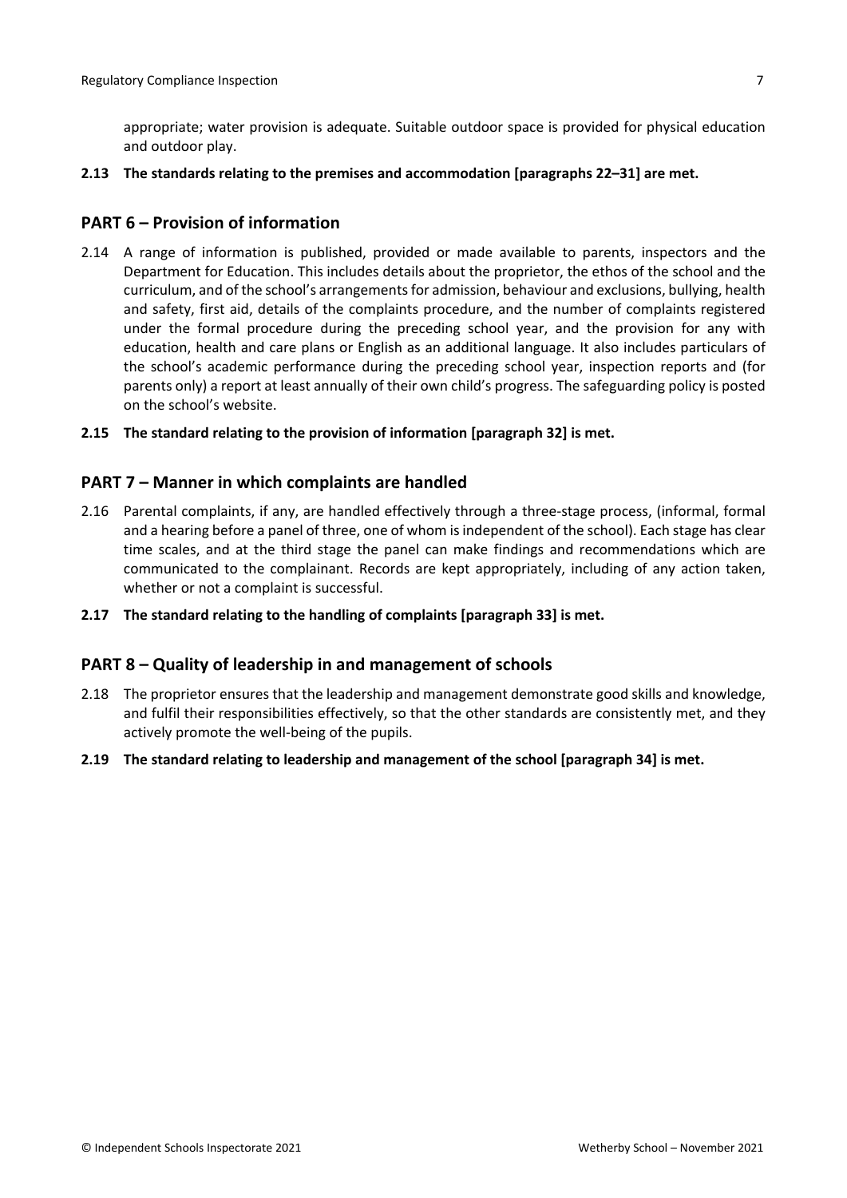appropriate; water provision is adequate. Suitable outdoor space is provided for physical education and outdoor play.

**2.13 The standards relating to the premises and accommodation [paragraphs 22–31] are met.**

## PART 6 – Provision of information

2.14 A range of information is published, provided or made available to parents, inspectors and the Department for Education. This includes details about the proprietor, the ethos of the school and the curriculum, and of the school's arrangements for admission, behaviour and exclusions, bullying, health and safety, first aid, details of the complaints procedure, and the number of complaints registered under the formal procedure during the preceding school year, and the provision for any with education, health and care plans or English as an additional language. It also includes particulars of the school's academic performance during the preceding school year, inspection reports and (for parents only) a report at least annually of their own child's progress. The safeguarding policy is posted on the school's website.

**2.15 The standard relating to the provision of information [paragraph 32] is met.**

## PART 7 – Manner in which complaints are handled

2.16 Parental complaints, if any, are handled effectively through a three-stage process, (informal, formal and a hearing before a panel of three, one of whom is independent of the school). Each stage has clear time scales, and at the third stage the panel can make findings and recommendations which are communicated to the complainant. Records are kept appropriately, including of any action taken, whether or not a complaint is successful.

**2.17 The standard relating to the handling of complaints [paragraph 33] is met.**

## PART 8 – Quality of leadership in and management of schools

2.18 The proprietor ensures that the leadership and management demonstrate good skills and knowledge, and fulfil their responsibilities effectively, so that the other standards are consistently met, and they actively promote the well-being of the pupils.

**2.19 The standard relating to leadership and management of the school [paragraph 34] is met.**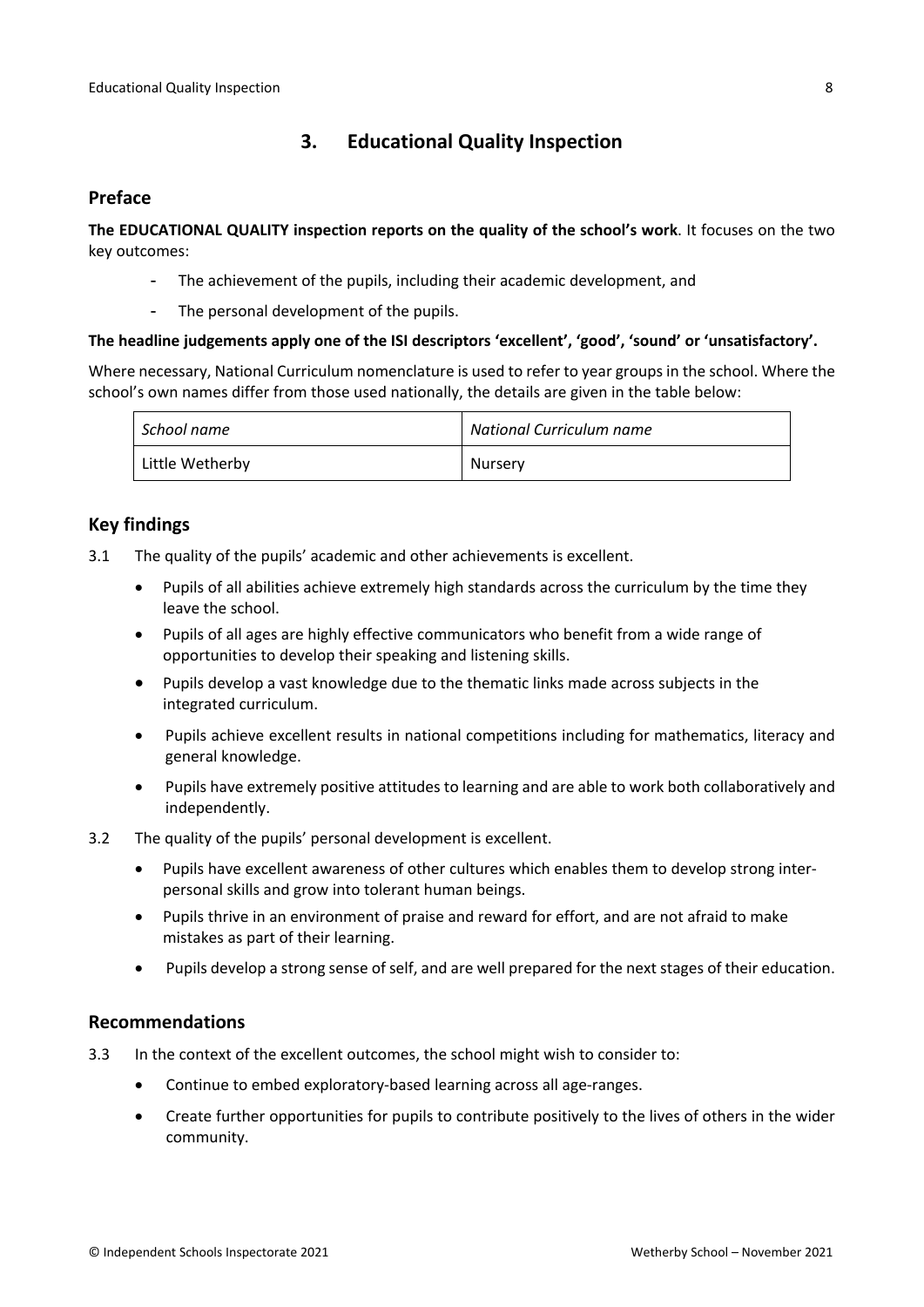## 3. Educational Quality Inspection

### Preface

**The EDUCATIONAL QUALITY inspection reports on the quality of the school's work**. It focuses on the two key outcomes:

- The achievement of the pupils, including their academic development, and
- The personal development of the pupils.

**The headline judgements apply one of the ISI descriptors 'excellent', 'good', 'sound' or 'unsatisfactory'.**

Where necessary, National Curriculum nomenclature is used to refer to year groups in the school. Where the school's own names differ from those used nationally, the details are given in the table below:

| *School name* | *National Curriculum name* |
|---|---|
| Little Wetherby | Nursery |

### Key findings

3.1 The quality of the pupils' academic and other achievements is excellent.

- Pupils of all abilities achieve extremely high standards across the curriculum by the time they leave the school.
- Pupils of all ages are highly effective communicators who benefit from a wide range of opportunities to develop their speaking and listening skills.
- Pupils develop a vast knowledge due to the thematic links made across subjects in the integrated curriculum.
- Pupils achieve excellent results in national competitions including for mathematics, literacy and general knowledge.
- Pupils have extremely positive attitudes to learning and are able to work both collaboratively and independently.

3.2 The quality of the pupils' personal development is excellent.

- Pupils have excellent awareness of other cultures which enables them to develop strong inter-personal skills and grow into tolerant human beings.
- Pupils thrive in an environment of praise and reward for effort, and are not afraid to make mistakes as part of their learning.
- Pupils develop a strong sense of self, and are well prepared for the next stages of their education.

### Recommendations

3.3 In the context of the excellent outcomes, the school might wish to consider to:

- Continue to embed exploratory-based learning across all age-ranges.
- Create further opportunities for pupils to contribute positively to the lives of others in the wider community.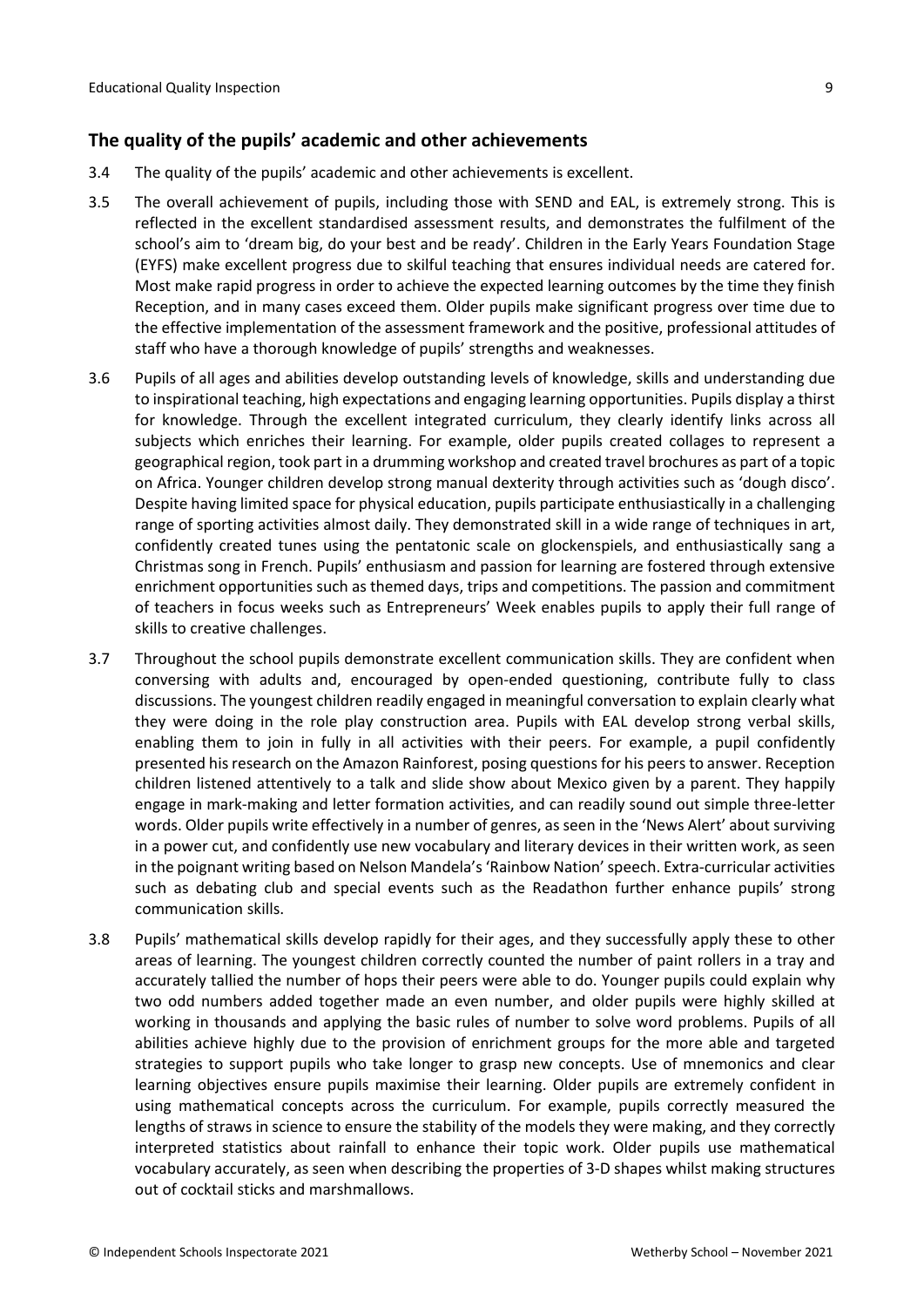## The quality of the pupils' academic and other achievements

3.4 The quality of the pupils' academic and other achievements is excellent.

3.5 The overall achievement of pupils, including those with SEND and EAL, is extremely strong. This is reflected in the excellent standardised assessment results, and demonstrates the fulfilment of the school's aim to 'dream big, do your best and be ready'. Children in the Early Years Foundation Stage (EYFS) make excellent progress due to skilful teaching that ensures individual needs are catered for. Most make rapid progress in order to achieve the expected learning outcomes by the time they finish Reception, and in many cases exceed them. Older pupils make significant progress over time due to the effective implementation of the assessment framework and the positive, professional attitudes of staff who have a thorough knowledge of pupils' strengths and weaknesses.

3.6 Pupils of all ages and abilities develop outstanding levels of knowledge, skills and understanding due to inspirational teaching, high expectations and engaging learning opportunities. Pupils display a thirst for knowledge. Through the excellent integrated curriculum, they clearly identify links across all subjects which enriches their learning. For example, older pupils created collages to represent a geographical region, took part in a drumming workshop and created travel brochures as part of a topic on Africa. Younger children develop strong manual dexterity through activities such as 'dough disco'. Despite having limited space for physical education, pupils participate enthusiastically in a challenging range of sporting activities almost daily. They demonstrated skill in a wide range of techniques in art, confidently created tunes using the pentatonic scale on glockenspiels, and enthusiastically sang a Christmas song in French. Pupils' enthusiasm and passion for learning are fostered through extensive enrichment opportunities such as themed days, trips and competitions. The passion and commitment of teachers in focus weeks such as Entrepreneurs' Week enables pupils to apply their full range of skills to creative challenges.

3.7 Throughout the school pupils demonstrate excellent communication skills. They are confident when conversing with adults and, encouraged by open-ended questioning, contribute fully to class discussions. The youngest children readily engaged in meaningful conversation to explain clearly what they were doing in the role play construction area. Pupils with EAL develop strong verbal skills, enabling them to join in fully in all activities with their peers. For example, a pupil confidently presented his research on the Amazon Rainforest, posing questions for his peers to answer. Reception children listened attentively to a talk and slide show about Mexico given by a parent. They happily engage in mark-making and letter formation activities, and can readily sound out simple three-letter words. Older pupils write effectively in a number of genres, as seen in the 'News Alert' about surviving in a power cut, and confidently use new vocabulary and literary devices in their written work, as seen in the poignant writing based on Nelson Mandela's 'Rainbow Nation' speech. Extra-curricular activities such as debating club and special events such as the Readathon further enhance pupils' strong communication skills.

3.8 Pupils' mathematical skills develop rapidly for their ages, and they successfully apply these to other areas of learning. The youngest children correctly counted the number of paint rollers in a tray and accurately tallied the number of hops their peers were able to do. Younger pupils could explain why two odd numbers added together made an even number, and older pupils were highly skilled at working in thousands and applying the basic rules of number to solve word problems. Pupils of all abilities achieve highly due to the provision of enrichment groups for the more able and targeted strategies to support pupils who take longer to grasp new concepts. Use of mnemonics and clear learning objectives ensure pupils maximise their learning. Older pupils are extremely confident in using mathematical concepts across the curriculum. For example, pupils correctly measured the lengths of straws in science to ensure the stability of the models they were making, and they correctly interpreted statistics about rainfall to enhance their topic work. Older pupils use mathematical vocabulary accurately, as seen when describing the properties of 3-D shapes whilst making structures out of cocktail sticks and marshmallows.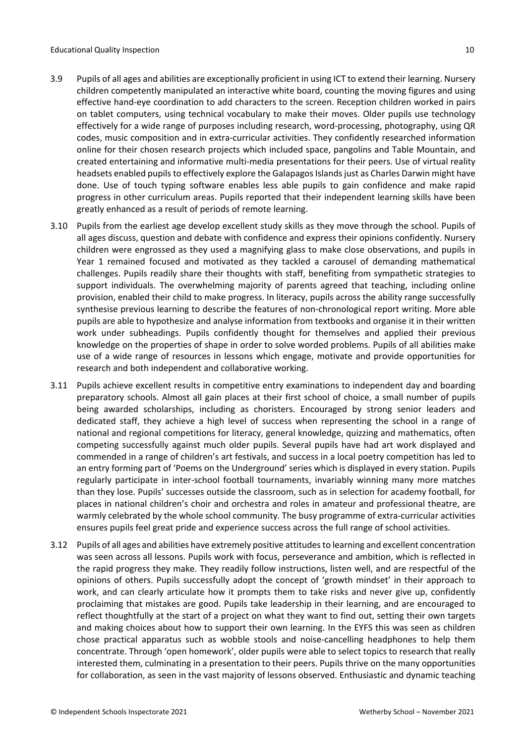3.9 Pupils of all ages and abilities are exceptionally proficient in using ICT to extend their learning. Nursery children competently manipulated an interactive white board, counting the moving figures and using effective hand-eye coordination to add characters to the screen. Reception children worked in pairs on tablet computers, using technical vocabulary to make their moves. Older pupils use technology effectively for a wide range of purposes including research, word-processing, photography, using QR codes, music composition and in extra-curricular activities. They confidently researched information online for their chosen research projects which included space, pangolins and Table Mountain, and created entertaining and informative multi-media presentations for their peers. Use of virtual reality headsets enabled pupils to effectively explore the Galapagos Islands just as Charles Darwin might have done. Use of touch typing software enables less able pupils to gain confidence and make rapid progress in other curriculum areas. Pupils reported that their independent learning skills have been greatly enhanced as a result of periods of remote learning.

3.10 Pupils from the earliest age develop excellent study skills as they move through the school. Pupils of all ages discuss, question and debate with confidence and express their opinions confidently. Nursery children were engrossed as they used a magnifying glass to make close observations, and pupils in Year 1 remained focused and motivated as they tackled a carousel of demanding mathematical challenges. Pupils readily share their thoughts with staff, benefiting from sympathetic strategies to support individuals. The overwhelming majority of parents agreed that teaching, including online provision, enabled their child to make progress. In literacy, pupils across the ability range successfully synthesise previous learning to describe the features of non-chronological report writing. More able pupils are able to hypothesize and analyse information from textbooks and organise it in their written work under subheadings. Pupils confidently thought for themselves and applied their previous knowledge on the properties of shape in order to solve worded problems. Pupils of all abilities make use of a wide range of resources in lessons which engage, motivate and provide opportunities for research and both independent and collaborative working.

3.11 Pupils achieve excellent results in competitive entry examinations to independent day and boarding preparatory schools. Almost all gain places at their first school of choice, a small number of pupils being awarded scholarships, including as choristers. Encouraged by strong senior leaders and dedicated staff, they achieve a high level of success when representing the school in a range of national and regional competitions for literacy, general knowledge, quizzing and mathematics, often competing successfully against much older pupils. Several pupils have had art work displayed and commended in a range of children's art festivals, and success in a local poetry competition has led to an entry forming part of 'Poems on the Underground' series which is displayed in every station. Pupils regularly participate in inter-school football tournaments, invariably winning many more matches than they lose. Pupils' successes outside the classroom, such as in selection for academy football, for places in national children's choir and orchestra and roles in amateur and professional theatre, are warmly celebrated by the whole school community. The busy programme of extra-curricular activities ensures pupils feel great pride and experience success across the full range of school activities.

3.12 Pupils of all ages and abilities have extremely positive attitudes to learning and excellent concentration was seen across all lessons. Pupils work with focus, perseverance and ambition, which is reflected in the rapid progress they make. They readily follow instructions, listen well, and are respectful of the opinions of others. Pupils successfully adopt the concept of 'growth mindset' in their approach to work, and can clearly articulate how it prompts them to take risks and never give up, confidently proclaiming that mistakes are good. Pupils take leadership in their learning, and are encouraged to reflect thoughtfully at the start of a project on what they want to find out, setting their own targets and making choices about how to support their own learning. In the EYFS this was seen as children chose practical apparatus such as wobble stools and noise-cancelling headphones to help them concentrate. Through 'open homework', older pupils were able to select topics to research that really interested them, culminating in a presentation to their peers. Pupils thrive on the many opportunities for collaboration, as seen in the vast majority of lessons observed. Enthusiastic and dynamic teaching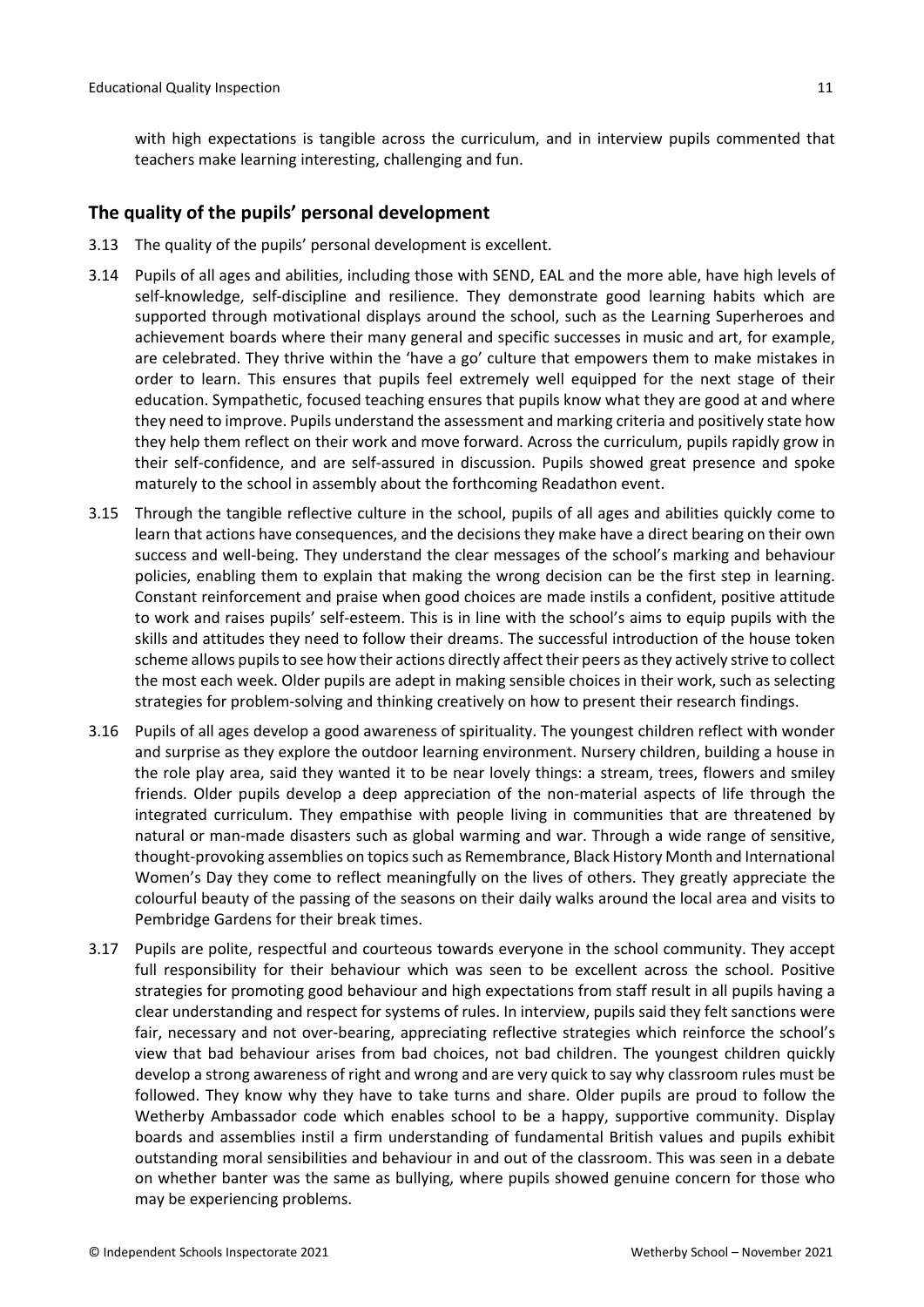with high expectations is tangible across the curriculum, and in interview pupils commented that teachers make learning interesting, challenging and fun.

## The quality of the pupils' personal development

3.13 The quality of the pupils' personal development is excellent.

3.14 Pupils of all ages and abilities, including those with SEND, EAL and the more able, have high levels of self-knowledge, self-discipline and resilience. They demonstrate good learning habits which are supported through motivational displays around the school, such as the Learning Superheroes and achievement boards where their many general and specific successes in music and art, for example, are celebrated. They thrive within the 'have a go' culture that empowers them to make mistakes in order to learn. This ensures that pupils feel extremely well equipped for the next stage of their education. Sympathetic, focused teaching ensures that pupils know what they are good at and where they need to improve. Pupils understand the assessment and marking criteria and positively state how they help them reflect on their work and move forward. Across the curriculum, pupils rapidly grow in their self-confidence, and are self-assured in discussion. Pupils showed great presence and spoke maturely to the school in assembly about the forthcoming Readathon event.

3.15 Through the tangible reflective culture in the school, pupils of all ages and abilities quickly come to learn that actions have consequences, and the decisions they make have a direct bearing on their own success and well-being. They understand the clear messages of the school's marking and behaviour policies, enabling them to explain that making the wrong decision can be the first step in learning. Constant reinforcement and praise when good choices are made instils a confident, positive attitude to work and raises pupils' self-esteem. This is in line with the school's aims to equip pupils with the skills and attitudes they need to follow their dreams. The successful introduction of the house token scheme allows pupils to see how their actions directly affect their peers as they actively strive to collect the most each week. Older pupils are adept in making sensible choices in their work, such as selecting strategies for problem-solving and thinking creatively on how to present their research findings.

3.16 Pupils of all ages develop a good awareness of spirituality. The youngest children reflect with wonder and surprise as they explore the outdoor learning environment. Nursery children, building a house in the role play area, said they wanted it to be near lovely things: a stream, trees, flowers and smiley friends. Older pupils develop a deep appreciation of the non-material aspects of life through the integrated curriculum. They empathise with people living in communities that are threatened by natural or man-made disasters such as global warming and war. Through a wide range of sensitive, thought-provoking assemblies on topics such as Remembrance, Black History Month and International Women's Day they come to reflect meaningfully on the lives of others. They greatly appreciate the colourful beauty of the passing of the seasons on their daily walks around the local area and visits to Pembridge Gardens for their break times.

3.17 Pupils are polite, respectful and courteous towards everyone in the school community. They accept full responsibility for their behaviour which was seen to be excellent across the school. Positive strategies for promoting good behaviour and high expectations from staff result in all pupils having a clear understanding and respect for systems of rules. In interview, pupils said they felt sanctions were fair, necessary and not over-bearing, appreciating reflective strategies which reinforce the school's view that bad behaviour arises from bad choices, not bad children. The youngest children quickly develop a strong awareness of right and wrong and are very quick to say why classroom rules must be followed. They know why they have to take turns and share. Older pupils are proud to follow the Wetherby Ambassador code which enables school to be a happy, supportive community. Display boards and assemblies instil a firm understanding of fundamental British values and pupils exhibit outstanding moral sensibilities and behaviour in and out of the classroom. This was seen in a debate on whether banter was the same as bullying, where pupils showed genuine concern for those who may be experiencing problems.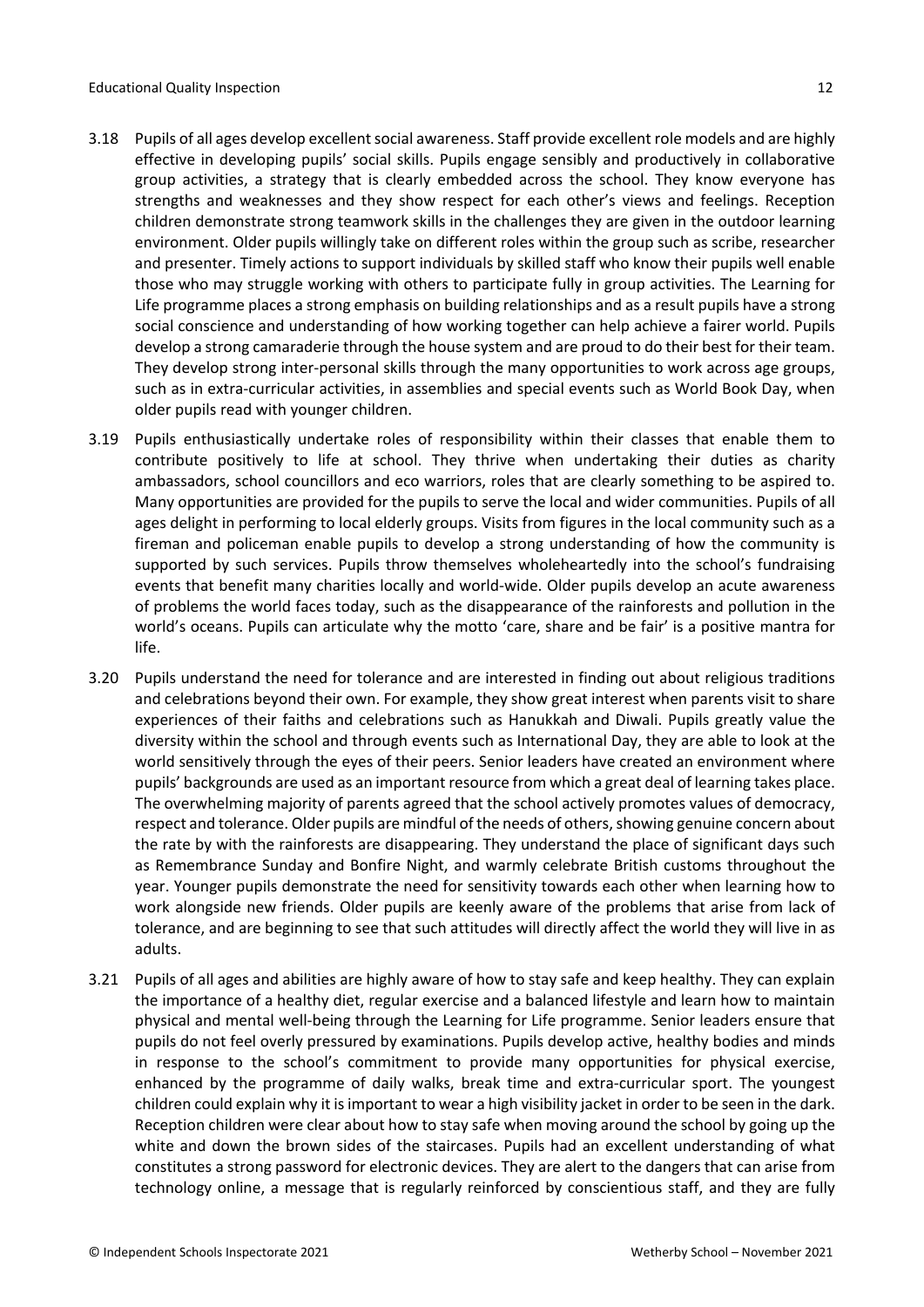3.18 Pupils of all ages develop excellent social awareness. Staff provide excellent role models and are highly effective in developing pupils' social skills. Pupils engage sensibly and productively in collaborative group activities, a strategy that is clearly embedded across the school. They know everyone has strengths and weaknesses and they show respect for each other's views and feelings. Reception children demonstrate strong teamwork skills in the challenges they are given in the outdoor learning environment. Older pupils willingly take on different roles within the group such as scribe, researcher and presenter. Timely actions to support individuals by skilled staff who know their pupils well enable those who may struggle working with others to participate fully in group activities. The Learning for Life programme places a strong emphasis on building relationships and as a result pupils have a strong social conscience and understanding of how working together can help achieve a fairer world. Pupils develop a strong camaraderie through the house system and are proud to do their best for their team. They develop strong inter-personal skills through the many opportunities to work across age groups, such as in extra-curricular activities, in assemblies and special events such as World Book Day, when older pupils read with younger children.

3.19 Pupils enthusiastically undertake roles of responsibility within their classes that enable them to contribute positively to life at school. They thrive when undertaking their duties as charity ambassadors, school councillors and eco warriors, roles that are clearly something to be aspired to. Many opportunities are provided for the pupils to serve the local and wider communities. Pupils of all ages delight in performing to local elderly groups. Visits from figures in the local community such as a fireman and policeman enable pupils to develop a strong understanding of how the community is supported by such services. Pupils throw themselves wholeheartedly into the school's fundraising events that benefit many charities locally and world-wide. Older pupils develop an acute awareness of problems the world faces today, such as the disappearance of the rainforests and pollution in the world's oceans. Pupils can articulate why the motto 'care, share and be fair' is a positive mantra for life.

3.20 Pupils understand the need for tolerance and are interested in finding out about religious traditions and celebrations beyond their own. For example, they show great interest when parents visit to share experiences of their faiths and celebrations such as Hanukkah and Diwali. Pupils greatly value the diversity within the school and through events such as International Day, they are able to look at the world sensitively through the eyes of their peers. Senior leaders have created an environment where pupils' backgrounds are used as an important resource from which a great deal of learning takes place. The overwhelming majority of parents agreed that the school actively promotes values of democracy, respect and tolerance. Older pupils are mindful of the needs of others, showing genuine concern about the rate by with the rainforests are disappearing. They understand the place of significant days such as Remembrance Sunday and Bonfire Night, and warmly celebrate British customs throughout the year. Younger pupils demonstrate the need for sensitivity towards each other when learning how to work alongside new friends. Older pupils are keenly aware of the problems that arise from lack of tolerance, and are beginning to see that such attitudes will directly affect the world they will live in as adults.

3.21 Pupils of all ages and abilities are highly aware of how to stay safe and keep healthy. They can explain the importance of a healthy diet, regular exercise and a balanced lifestyle and learn how to maintain physical and mental well-being through the Learning for Life programme. Senior leaders ensure that pupils do not feel overly pressured by examinations. Pupils develop active, healthy bodies and minds in response to the school's commitment to provide many opportunities for physical exercise, enhanced by the programme of daily walks, break time and extra-curricular sport. The youngest children could explain why it is important to wear a high visibility jacket in order to be seen in the dark. Reception children were clear about how to stay safe when moving around the school by going up the white and down the brown sides of the staircases. Pupils had an excellent understanding of what constitutes a strong password for electronic devices. They are alert to the dangers that can arise from technology online, a message that is regularly reinforced by conscientious staff, and they are fully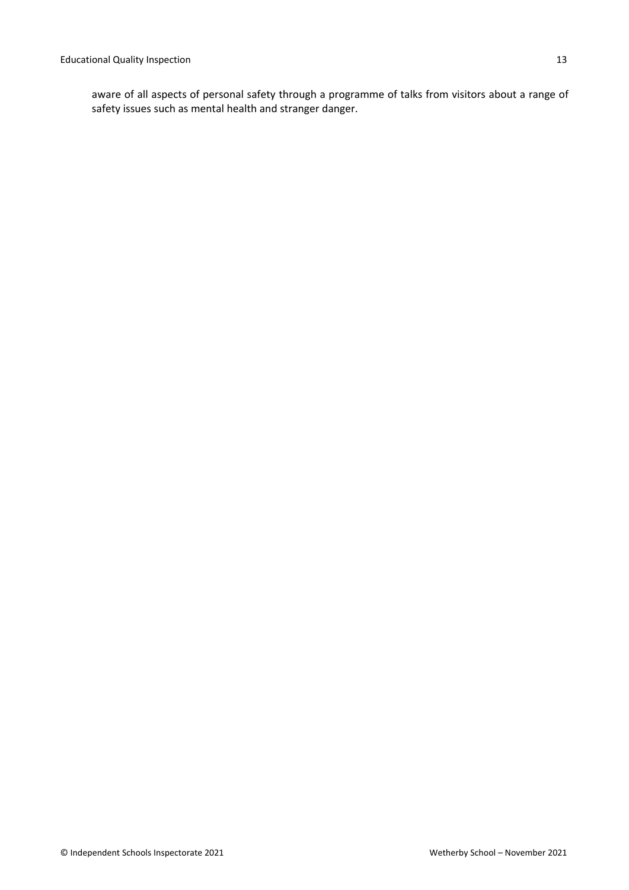aware of all aspects of personal safety through a programme of talks from visitors about a range of safety issues such as mental health and stranger danger.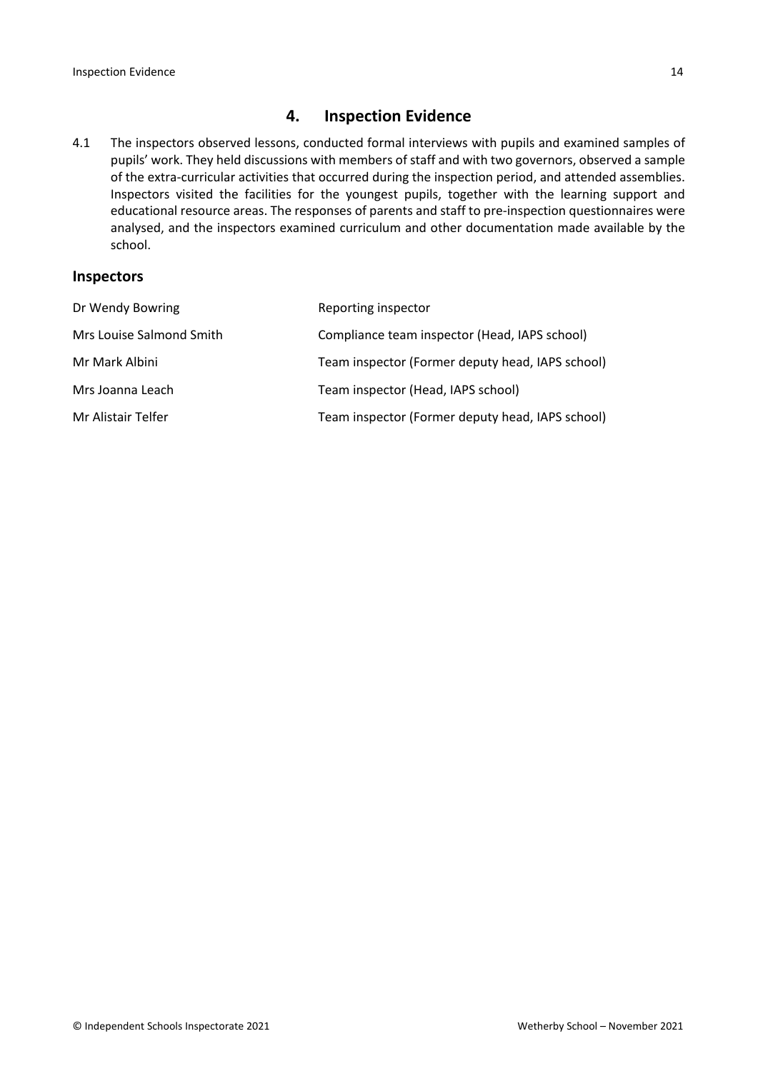## 4. Inspection Evidence

4.1 The inspectors observed lessons, conducted formal interviews with pupils and examined samples of pupils' work. They held discussions with members of staff and with two governors, observed a sample of the extra-curricular activities that occurred during the inspection period, and attended assemblies. Inspectors visited the facilities for the youngest pupils, together with the learning support and educational resource areas. The responses of parents and staff to pre-inspection questionnaires were analysed, and the inspectors examined curriculum and other documentation made available by the school.

### Inspectors

| | |
|---|---|
| Dr Wendy Bowring | Reporting inspector |
| Mrs Louise Salmond Smith | Compliance team inspector (Head, IAPS school) |
| Mr Mark Albini | Team inspector (Former deputy head, IAPS school) |
| Mrs Joanna Leach | Team inspector (Head, IAPS school) |
| Mr Alistair Telfer | Team inspector (Former deputy head, IAPS school) |